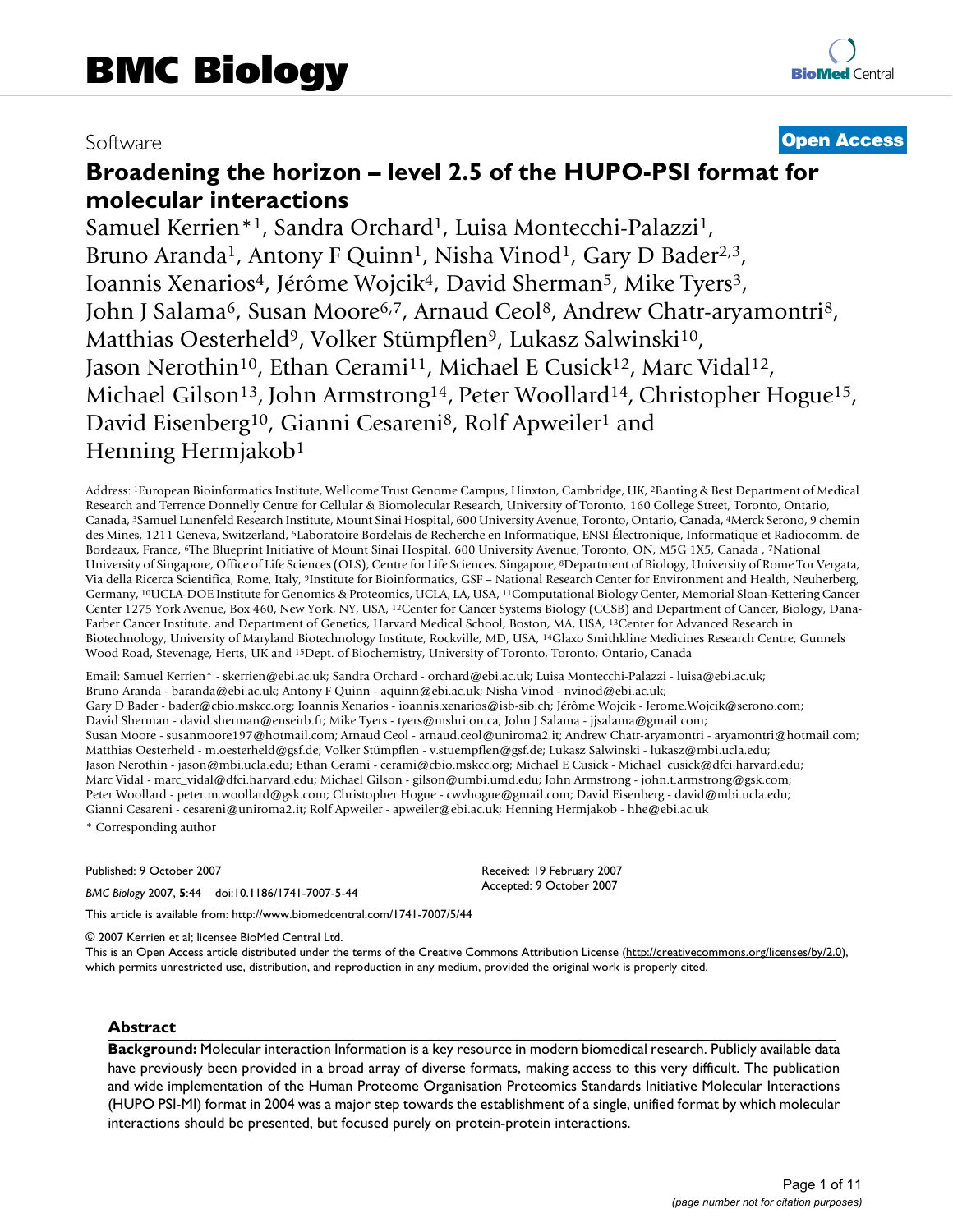# BMC Biology

Software

**Open Access**

# Broadening the horizon – level 2.5 of the HUPO-PSI format for molecular interactions

Samuel Kerrien*[1], Sandra Orchard[1], Luisa Montecchi-Palazzi[1], Bruno Aranda[1], Antony F Quinn[1], Nisha Vinod[1], Gary D Bader[2,3], Ioannis Xenarios[4], Jérôme Wojcik[4], David Sherman[5], Mike Tyers[3], John J Salama[6], Susan Moore[6,7], Arnaud Ceol[8], Andrew Chatr-aryamontri[8], Matthias Oesterheld[9], Volker Stümpflen[9], Lukasz Salwinski[10], Jason Nerothin[10], Ethan Cerami[11], Michael E Cusick[12], Marc Vidal[12], Michael Gilson[13], John Armstrong[14], Peter Woollard[14], Christopher Hogue[15], David Eisenberg[10], Gianni Cesareni[8], Rolf Apweiler[1] and Henning Hermjakob[1]

Address: [1]European Bioinformatics Institute, Wellcome Trust Genome Campus, Hinxton, Cambridge, UK, [2]Banting & Best Department of Medical Research and Terrence Donnelly Centre for Cellular & Biomolecular Research, University of Toronto, 160 College Street, Toronto, Ontario, Canada, [3]Samuel Lunenfeld Research Institute, Mount Sinai Hospital, 600 University Avenue, Toronto, Ontario, Canada, [4]Merck Serono, 9 chemin des Mines, 1211 Geneva, Switzerland, [5]Laboratoire Bordelais de Recherche en Informatique, ENSI Électronique, Informatique et Radiocomm. de Bordeaux, France, [6]The Blueprint Initiative of Mount Sinai Hospital, 600 University Avenue, Toronto, ON, M5G 1X5, Canada , [7]National University of Singapore, Office of Life Sciences (OLS), Centre for Life Sciences, Singapore, [8]Department of Biology, University of Rome Tor Vergata, Via della Ricerca Scientifica, Rome, Italy, [9]Institute for Bioinformatics, GSF – National Research Center for Environment and Health, Neuherberg, Germany, [10]UCLA-DOE Institute for Genomics & Proteomics, UCLA, LA, USA, [11]Computational Biology Center, Memorial Sloan-Kettering Cancer Center 1275 York Avenue, Box 460, New York, NY, USA, [12]Center for Cancer Systems Biology (CCSB) and Department of Cancer, Biology, Dana-Farber Cancer Institute, and Department of Genetics, Harvard Medical School, Boston, MA, USA, [13]Center for Advanced Research in Biotechnology, University of Maryland Biotechnology Institute, Rockville, MD, USA, [14]Glaxo Smithkline Medicines Research Centre, Gunnels Wood Road, Stevenage, Herts, UK and [15]Dept. of Biochemistry, University of Toronto, Toronto, Ontario, Canada

Email: Samuel Kerrien* - skerrien@ebi.ac.uk; Sandra Orchard - orchard@ebi.ac.uk; Luisa Montecchi-Palazzi - luisa@ebi.ac.uk; Bruno Aranda - baranda@ebi.ac.uk; Antony F Quinn - aquinn@ebi.ac.uk; Nisha Vinod - nvinod@ebi.ac.uk; Gary D Bader - bader@cbio.mskcc.org; Ioannis Xenarios - ioannis.xenarios@isb-sib.ch; Jérôme Wojcik - Jerome.Wojcik@serono.com; David Sherman - david.sherman@enseirb.fr; Mike Tyers - tyers@mshri.on.ca; John J Salama - jjsalama@gmail.com; Susan Moore - susanmoore197@hotmail.com; Arnaud Ceol - arnaud.ceol@uniroma2.it; Andrew Chatr-aryamontri - aryamontri@hotmail.com; Matthias Oesterheld - m.oesterheld@gsf.de; Volker Stümpflen - v.stuempflen@gsf.de; Lukasz Salwinski - lukasz@mbi.ucla.edu; Jason Nerothin - jason@mbi.ucla.edu; Ethan Cerami - cerami@cbio.mskcc.org; Michael E Cusick - Michael_cusick@dfci.harvard.edu; Marc Vidal - marc_vidal@dfci.harvard.edu; Michael Gilson - gilson@umbi.umd.edu; John Armstrong - john.t.armstrong@gsk.com; Peter Woollard - peter.m.woollard@gsk.com; Christopher Hogue - cwvhogue@gmail.com; David Eisenberg - david@mbi.ucla.edu; Gianni Cesareni - cesareni@uniroma2.it; Rolf Apweiler - apweiler@ebi.ac.uk; Henning Hermjakob - hhe@ebi.ac.uk

* Corresponding author

Published: 9 October 2007

*BMC Biology* 2007, **5**:44 doi:10.1186/1741-7007-5-44

Received: 19 February 2007
Accepted: 9 October 2007

This article is available from: http://www.biomedcentral.com/1741-7007/5/44

© 2007 Kerrien et al; licensee BioMed Central Ltd.
This is an Open Access article distributed under the terms of the Creative Commons Attribution License (http://creativecommons.org/licenses/by/2.0), which permits unrestricted use, distribution, and reproduction in any medium, provided the original work is properly cited.

## Abstract

**Background:** Molecular interaction Information is a key resource in modern biomedical research. Publicly available data have previously been provided in a broad array of diverse formats, making access to this very difficult. The publication and wide implementation of the Human Proteome Organisation Proteomics Standards Initiative Molecular Interactions (HUPO PSI-MI) format in 2004 was a major step towards the establishment of a single, unified format by which molecular interactions should be presented, but focused purely on protein-protein interactions.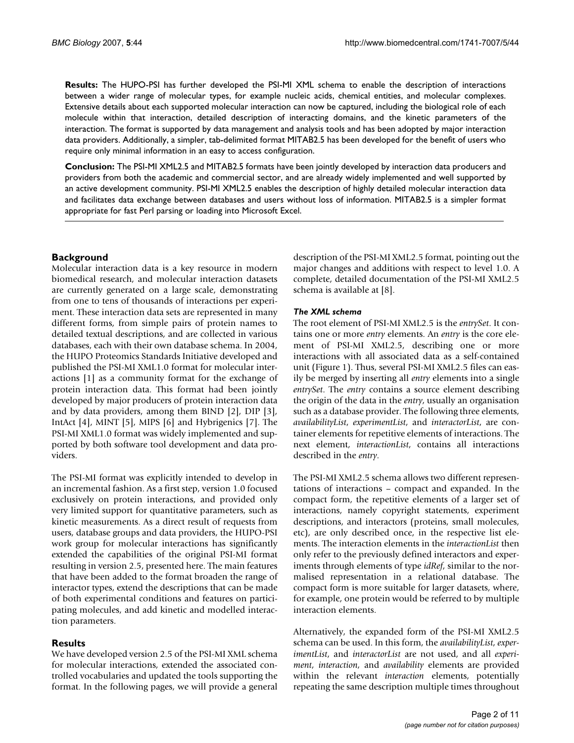**Results:** The HUPO-PSI has further developed the PSI-MI XML schema to enable the description of interactions between a wider range of molecular types, for example nucleic acids, chemical entities, and molecular complexes. Extensive details about each supported molecular interaction can now be captured, including the biological role of each molecule within that interaction, detailed description of interacting domains, and the kinetic parameters of the interaction. The format is supported by data management and analysis tools and has been adopted by major interaction data providers. Additionally, a simpler, tab-delimited format MITAB2.5 has been developed for the benefit of users who require only minimal information in an easy to access configuration.

**Conclusion:** The PSI-MI XML2.5 and MITAB2.5 formats have been jointly developed by interaction data producers and providers from both the academic and commercial sector, and are already widely implemented and well supported by an active development community. PSI-MI XML2.5 enables the description of highly detailed molecular interaction data and facilitates data exchange between databases and users without loss of information. MITAB2.5 is a simpler format appropriate for fast Perl parsing or loading into Microsoft Excel.

## Background

Molecular interaction data is a key resource in modern biomedical research, and molecular interaction datasets are currently generated on a large scale, demonstrating from one to tens of thousands of interactions per experiment. These interaction data sets are represented in many different forms, from simple pairs of protein names to detailed textual descriptions, and are collected in various databases, each with their own database schema. In 2004, the HUPO Proteomics Standards Initiative developed and published the PSI-MI XML1.0 format for molecular interactions [1] as a community format for the exchange of protein interaction data. This format had been jointly developed by major producers of protein interaction data and by data providers, among them BIND [2], DIP [3], IntAct [4], MINT [5], MIPS [6] and Hybrigenics [7]. The PSI-MI XML1.0 format was widely implemented and supported by both software tool development and data providers.

The PSI-MI format was explicitly intended to develop in an incremental fashion. As a first step, version 1.0 focused exclusively on protein interactions, and provided only very limited support for quantitative parameters, such as kinetic measurements. As a direct result of requests from users, database groups and data providers, the HUPO-PSI work group for molecular interactions has significantly extended the capabilities of the original PSI-MI format resulting in version 2.5, presented here. The main features that have been added to the format broaden the range of interactor types, extend the descriptions that can be made of both experimental conditions and features on participating molecules, and add kinetic and modelled interaction parameters.

## Results

We have developed version 2.5 of the PSI-MI XML schema for molecular interactions, extended the associated controlled vocabularies and updated the tools supporting the format. In the following pages, we will provide a general description of the PSI-MI XML2.5 format, pointing out the major changes and additions with respect to level 1.0. A complete, detailed documentation of the PSI-MI XML2.5 schema is available at [8].

### *The XML schema*

The root element of PSI-MI XML2.5 is the *entrySet*. It contains one or more *entry* elements. An *entry* is the core element of PSI-MI XML2.5, describing one or more interactions with all associated data as a self-contained unit (Figure 1). Thus, several PSI-MI XML2.5 files can easily be merged by inserting all *entry* elements into a single *entrySet*. The *entry* contains a source element describing the origin of the data in the *entry*, usually an organisation such as a database provider. The following three elements, *availabilityList*, *experimentList*, and *interactorList*, are container elements for repetitive elements of interactions. The next element, *interactionList*, contains all interactions described in the *entry*.

The PSI-MI XML2.5 schema allows two different representations of interactions – compact and expanded. In the compact form, the repetitive elements of a larger set of interactions, namely copyright statements, experiment descriptions, and interactors (proteins, small molecules, etc), are only described once, in the respective list elements. The interaction elements in the *interactionList* then only refer to the previously defined interactors and experiments through elements of type *idRef*, similar to the normalised representation in a relational database. The compact form is more suitable for larger datasets, where, for example, one protein would be referred to by multiple interaction elements.

Alternatively, the expanded form of the PSI-MI XML2.5 schema can be used. In this form, the *availabilityList*, *experimentList*, and *interactorList* are not used, and all *experiment*, *interaction*, and *availability* elements are provided within the relevant *interaction* elements, potentially repeating the same description multiple times throughout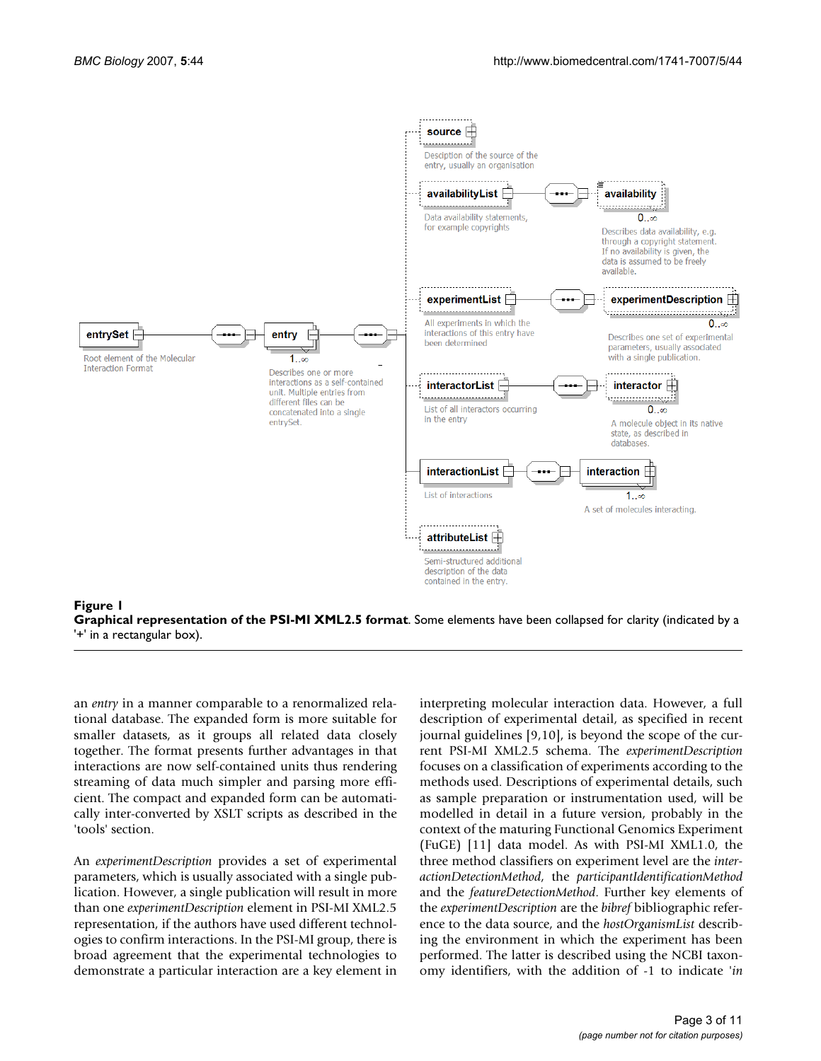**Figure 1**

**Graphical representation of the PSI-MI XML2.5 format**. Some elements have been collapsed for clarity (indicated by a '+' in a rectangular box).

an *entry* in a manner comparable to a renormalized relational database. The expanded form is more suitable for smaller datasets, as it groups all related data closely together. The format presents further advantages in that interactions are now self-contained units thus rendering streaming of data much simpler and parsing more efficient. The compact and expanded form can be automatically inter-converted by XSLT scripts as described in the 'tools' section.

An *experimentDescription* provides a set of experimental parameters, which is usually associated with a single publication. However, a single publication will result in more than one *experimentDescription* element in PSI-MI XML2.5 representation, if the authors have used different technologies to confirm interactions. In the PSI-MI group, there is broad agreement that the experimental technologies to demonstrate a particular interaction are a key element in interpreting molecular interaction data. However, a full description of experimental detail, as specified in recent journal guidelines [9,10], is beyond the scope of the current PSI-MI XML2.5 schema. The *experimentDescription* focuses on a classification of experiments according to the methods used. Descriptions of experimental details, such as sample preparation or instrumentation used, will be modelled in detail in a future version, probably in the context of the maturing Functional Genomics Experiment (FuGE) [11] data model. As with PSI-MI XML1.0, the three method classifiers on experiment level are the *interactionDetectionMethod*, the *participantIdentificationMethod* and the *featureDetectionMethod*. Further key elements of the *experimentDescription* are the *bibref* bibliographic reference to the data source, and the *hostOrganismList* describing the environment in which the experiment has been performed. The latter is described using the NCBI taxonomy identifiers, with the addition of -1 to indicate '*in*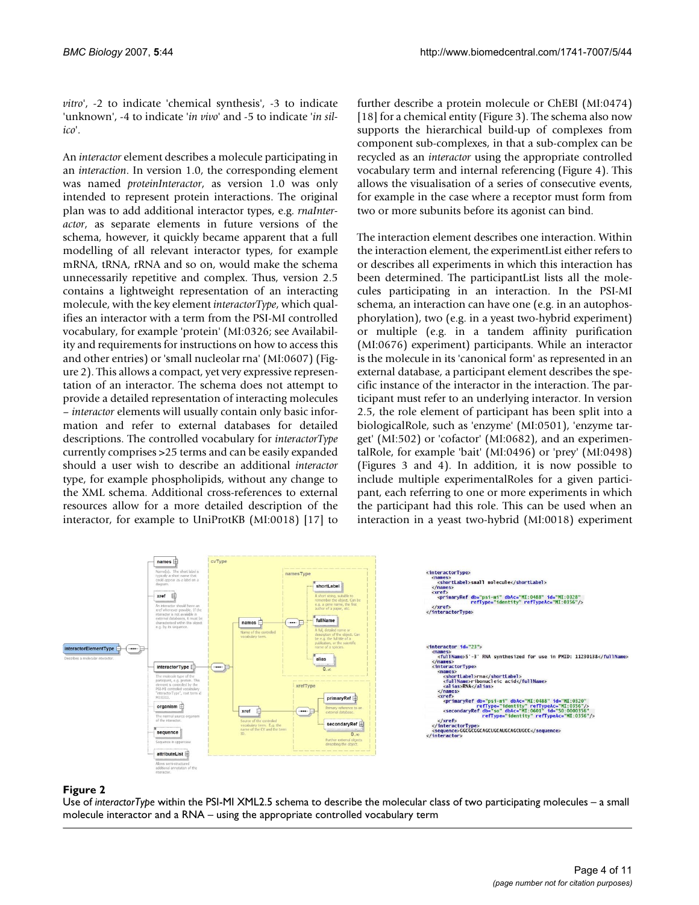*vitro*', -2 to indicate 'chemical synthesis', -3 to indicate 'unknown', -4 to indicate '*in vivo*' and -5 to indicate '*in silico*'.

An *interactor* element describes a molecule participating in an *interaction*. In version 1.0, the corresponding element was named *proteinInteractor*, as version 1.0 was only intended to represent protein interactions. The original plan was to add additional interactor types, e.g. *rnaInteractor*, as separate elements in future versions of the schema, however, it quickly became apparent that a full modelling of all relevant interactor types, for example mRNA, tRNA, rRNA and so on, would make the schema unnecessarily repetitive and complex. Thus, version 2.5 contains a lightweight representation of an interacting molecule, with the key element *interactorType*, which qualifies an interactor with a term from the PSI-MI controlled vocabulary, for example 'protein' (MI:0326; see Availability and requirements for instructions on how to access this and other entries) or 'small nucleolar rna' (MI:0607) (Figure 2). This allows a compact, yet very expressive representation of an interactor. The schema does not attempt to provide a detailed representation of interacting molecules – *interactor* elements will usually contain only basic information and refer to external databases for detailed descriptions. The controlled vocabulary for *interactorType* currently comprises >25 terms and can be easily expanded should a user wish to describe an additional *interactor* type, for example phospholipids, without any change to the XML schema. Additional cross-references to external resources allow for a more detailed description of the interactor, for example to UniProtKB (MI:0018) [17] to further describe a protein molecule or ChEBI (MI:0474) [18] for a chemical entity (Figure 3). The schema also now supports the hierarchical build-up of complexes from component sub-complexes, in that a sub-complex can be recycled as an *interactor* using the appropriate controlled vocabulary term and internal referencing (Figure 4). This allows the visualisation of a series of consecutive events, for example in the case where a receptor must form from two or more subunits before its agonist can bind.

The interaction element describes one interaction. Within the interaction element, the experimentList either refers to or describes all experiments in which this interaction has been determined. The participantList lists all the molecules participating in an interaction. In the PSI-MI schema, an interaction can have one (e.g. in an autophosphorylation), two (e.g. in a yeast two-hybrid experiment) or multiple (e.g. in a tandem affinity purification (MI:0676) experiment) participants. While an interactor is the molecule in its 'canonical form' as represented in an external database, a participant element describes the specific instance of the interactor in the interaction. The participant must refer to an underlying interactor. In version 2.5, the role element of participant has been split into a biologicalRole, such as 'enzyme' (MI:0501), 'enzyme target' (MI:502) or 'cofactor' (MI:0682), and an experimentalRole, for example 'bait' (MI:0496) or 'prey' (MI:0498) (Figures 3 and 4). In addition, it is now possible to include multiple experimentalRoles for a given participant, each referring to one or more experiments in which the participant had this role. This can be used when an interaction in a yeast two-hybrid (MI:0018) experiment

**Figure 2**

Use of *interactorType* within the PSI-MI XML2.5 schema to describe the molecular class of two participating molecules – a small molecule interactor and a RNA – using the appropriate controlled vocabulary term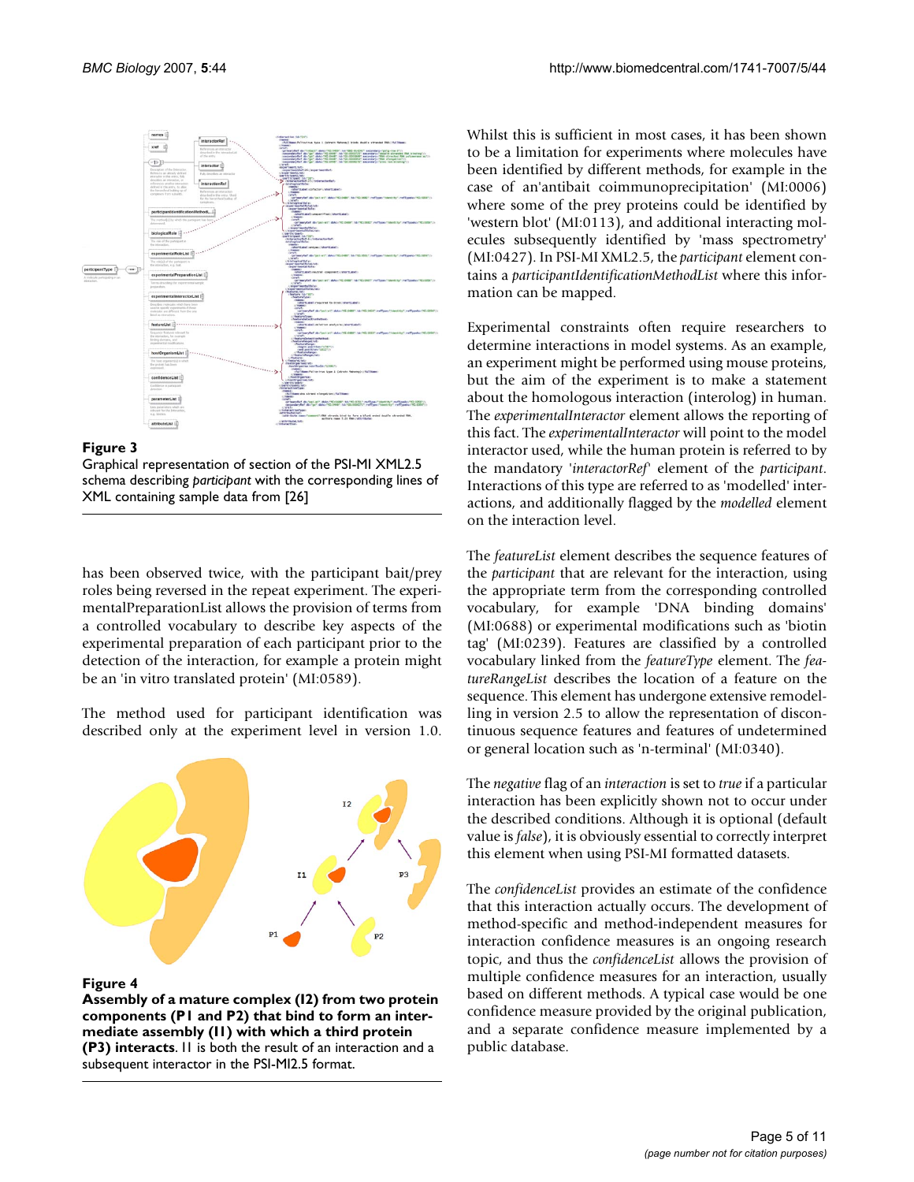**Figure 3**

Graphical representation of section of the PSI-MI XML2.5 schema describing *participant* with the corresponding lines of XML containing sample data from [26]

has been observed twice, with the participant bait/prey roles being reversed in the repeat experiment. The experimentalPreparationList allows the provision of terms from a controlled vocabulary to describe key aspects of the experimental preparation of each participant prior to the detection of the interaction, for example a protein might be an 'in vitro translated protein' (MI:0589).

The method used for participant identification was described only at the experiment level in version 1.0.

**Figure 4**

**Assembly of a mature complex (I2) from two protein components (P1 and P2) that bind to form an intermediate assembly (I1) with which a third protein (P3) interacts.** I1 is both the result of an interaction and a subsequent interactor in the PSI-MI2.5 format.

Whilst this is sufficient in most cases, it has been shown to be a limitation for experiments where molecules have been identified by different methods, for example in the case of an'antibait coimmunoprecipitation' (MI:0006) where some of the prey proteins could be identified by 'western blot' (MI:0113), and additional interacting molecules subsequently identified by 'mass spectrometry' (MI:0427). In PSI-MI XML2.5, the *participant* element contains a *participantIdentificationMethodList* where this information can be mapped.

Experimental constraints often require researchers to determine interactions in model systems. As an example, an experiment might be performed using mouse proteins, but the aim of the experiment is to make a statement about the homologous interaction (interolog) in human. The *experimentalInteractor* element allows the reporting of this fact. The *experimentalInteractor* will point to the model interactor used, while the human protein is referred to by the mandatory '*interactorRef*' element of the *participant*. Interactions of this type are referred to as 'modelled' interactions, and additionally flagged by the *modelled* element on the interaction level.

The *featureList* element describes the sequence features of the *participant* that are relevant for the interaction, using the appropriate term from the corresponding controlled vocabulary, for example 'DNA binding domains' (MI:0688) or experimental modifications such as 'biotin tag' (MI:0239). Features are classified by a controlled vocabulary linked from the *featureType* element. The *featureRangeList* describes the location of a feature on the sequence. This element has undergone extensive remodelling in version 2.5 to allow the representation of discontinuous sequence features and features of undetermined or general location such as 'n-terminal' (MI:0340).

The *negative* flag of an *interaction* is set to *true* if a particular interaction has been explicitly shown not to occur under the described conditions. Although it is optional (default value is *false*), it is obviously essential to correctly interpret this element when using PSI-MI formatted datasets.

The *confidenceList* provides an estimate of the confidence that this interaction actually occurs. The development of method-specific and method-independent measures for interaction confidence measures is an ongoing research topic, and thus the *confidenceList* allows the provision of multiple confidence measures for an interaction, usually based on different methods. A typical case would be one confidence measure provided by the original publication, and a separate confidence measure implemented by a public database.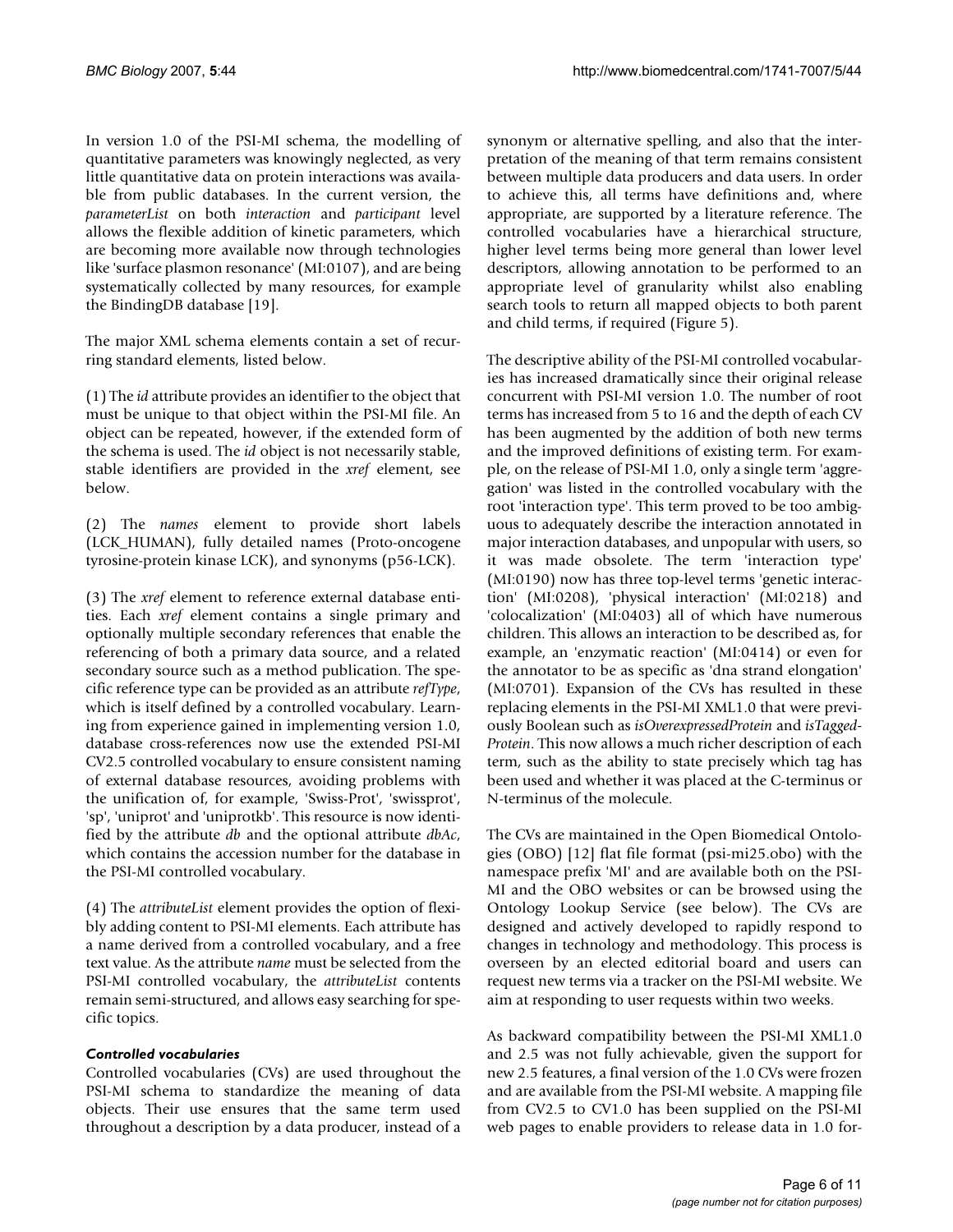In version 1.0 of the PSI-MI schema, the modelling of quantitative parameters was knowingly neglected, as very little quantitative data on protein interactions was available from public databases. In the current version, the *parameterList* on both *interaction* and *participant* level allows the flexible addition of kinetic parameters, which are becoming more available now through technologies like 'surface plasmon resonance' (MI:0107), and are being systematically collected by many resources, for example the BindingDB database [19].

The major XML schema elements contain a set of recurring standard elements, listed below.

(1) The *id* attribute provides an identifier to the object that must be unique to that object within the PSI-MI file. An object can be repeated, however, if the extended form of the schema is used. The *id* object is not necessarily stable, stable identifiers are provided in the *xref* element, see below.

(2) The *names* element to provide short labels (LCK_HUMAN), fully detailed names (Proto-oncogene tyrosine-protein kinase LCK), and synonyms (p56-LCK).

(3) The *xref* element to reference external database entities. Each *xref* element contains a single primary and optionally multiple secondary references that enable the referencing of both a primary data source, and a related secondary source such as a method publication. The specific reference type can be provided as an attribute *refType*, which is itself defined by a controlled vocabulary. Learning from experience gained in implementing version 1.0, database cross-references now use the extended PSI-MI CV2.5 controlled vocabulary to ensure consistent naming of external database resources, avoiding problems with the unification of, for example, 'Swiss-Prot', 'swissprot', 'sp', 'uniprot' and 'uniprotkb'. This resource is now identified by the attribute *db* and the optional attribute *dbAc*, which contains the accession number for the database in the PSI-MI controlled vocabulary.

(4) The *attributeList* element provides the option of flexibly adding content to PSI-MI elements. Each attribute has a name derived from a controlled vocabulary, and a free text value. As the attribute *name* must be selected from the PSI-MI controlled vocabulary, the *attributeList* contents remain semi-structured, and allows easy searching for specific topics.

### *Controlled vocabularies*

Controlled vocabularies (CVs) are used throughout the PSI-MI schema to standardize the meaning of data objects. Their use ensures that the same term used throughout a description by a data producer, instead of a synonym or alternative spelling, and also that the interpretation of the meaning of that term remains consistent between multiple data producers and data users. In order to achieve this, all terms have definitions and, where appropriate, are supported by a literature reference. The controlled vocabularies have a hierarchical structure, higher level terms being more general than lower level descriptors, allowing annotation to be performed to an appropriate level of granularity whilst also enabling search tools to return all mapped objects to both parent and child terms, if required (Figure 5).

The descriptive ability of the PSI-MI controlled vocabularies has increased dramatically since their original release concurrent with PSI-MI version 1.0. The number of root terms has increased from 5 to 16 and the depth of each CV has been augmented by the addition of both new terms and the improved definitions of existing term. For example, on the release of PSI-MI 1.0, only a single term 'aggregation' was listed in the controlled vocabulary with the root 'interaction type'. This term proved to be too ambiguous to adequately describe the interaction annotated in major interaction databases, and unpopular with users, so it was made obsolete. The term 'interaction type' (MI:0190) now has three top-level terms 'genetic interaction' (MI:0208), 'physical interaction' (MI:0218) and 'colocalization' (MI:0403) all of which have numerous children. This allows an interaction to be described as, for example, an 'enzymatic reaction' (MI:0414) or even for the annotator to be as specific as 'dna strand elongation' (MI:0701). Expansion of the CVs has resulted in these replacing elements in the PSI-MI XML1.0 that were previously Boolean such as *isOverexpressedProtein* and *isTaggedProtein*. This now allows a much richer description of each term, such as the ability to state precisely which tag has been used and whether it was placed at the C-terminus or N-terminus of the molecule.

The CVs are maintained in the Open Biomedical Ontologies (OBO) [12] flat file format (psi-mi25.obo) with the namespace prefix 'MI' and are available both on the PSI-MI and the OBO websites or can be browsed using the Ontology Lookup Service (see below). The CVs are designed and actively developed to rapidly respond to changes in technology and methodology. This process is overseen by an elected editorial board and users can request new terms via a tracker on the PSI-MI website. We aim at responding to user requests within two weeks.

As backward compatibility between the PSI-MI XML1.0 and 2.5 was not fully achievable, given the support for new 2.5 features, a final version of the 1.0 CVs were frozen and are available from the PSI-MI website. A mapping file from CV2.5 to CV1.0 has been supplied on the PSI-MI web pages to enable providers to release data in 1.0 for-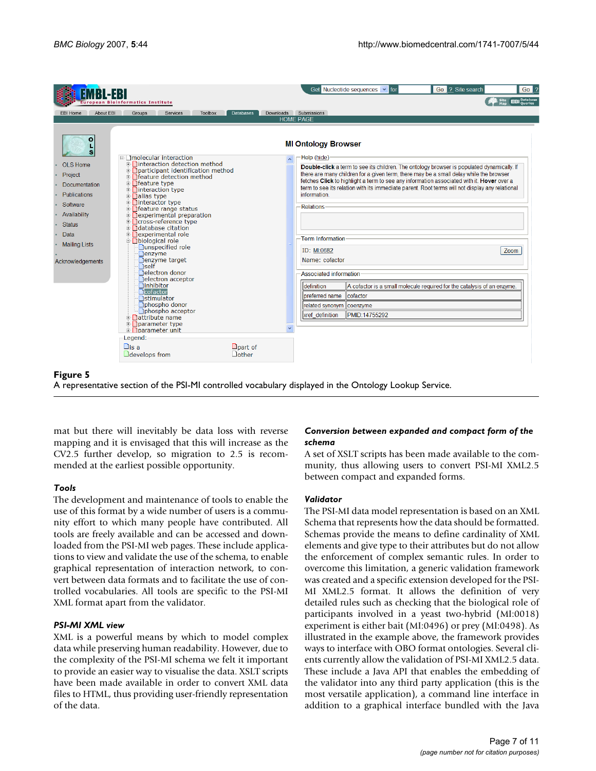**Figure 5**
A representative section of the PSI-MI controlled vocabulary displayed in the Ontology Lookup Service.

mat but there will inevitably be data loss with reverse mapping and it is envisaged that this will increase as the CV2.5 further develop, so migration to 2.5 is recommended at the earliest possible opportunity.

### *Tools*

The development and maintenance of tools to enable the use of this format by a wide number of users is a community effort to which many people have contributed. All tools are freely available and can be accessed and downloaded from the PSI-MI web pages. These include applications to view and validate the use of the schema, to enable graphical representation of interaction network, to convert between data formats and to facilitate the use of controlled vocabularies. All tools are specific to the PSI-MI XML format apart from the validator.

### *PSI-MI XML view*

XML is a powerful means by which to model complex data while preserving human readability. However, due to the complexity of the PSI-MI schema we felt it important to provide an easier way to visualise the data. XSLT scripts have been made available in order to convert XML data files to HTML, thus providing user-friendly representation of the data.

### *Conversion between expanded and compact form of the schema*

A set of XSLT scripts has been made available to the community, thus allowing users to convert PSI-MI XML2.5 between compact and expanded forms.

### *Validator*

The PSI-MI data model representation is based on an XML Schema that represents how the data should be formatted. Schemas provide the means to define cardinality of XML elements and give type to their attributes but do not allow the enforcement of complex semantic rules. In order to overcome this limitation, a generic validation framework was created and a specific extension developed for the PSI-MI XML2.5 format. It allows the definition of very detailed rules such as checking that the biological role of participants involved in a yeast two-hybrid (MI:0018) experiment is either bait (MI:0496) or prey (MI:0498). As illustrated in the example above, the framework provides ways to interface with OBO format ontologies. Several clients currently allow the validation of PSI-MI XML2.5 data. These include a Java API that enables the embedding of the validator into any third party application (this is the most versatile application), a command line interface in addition to a graphical interface bundled with the Java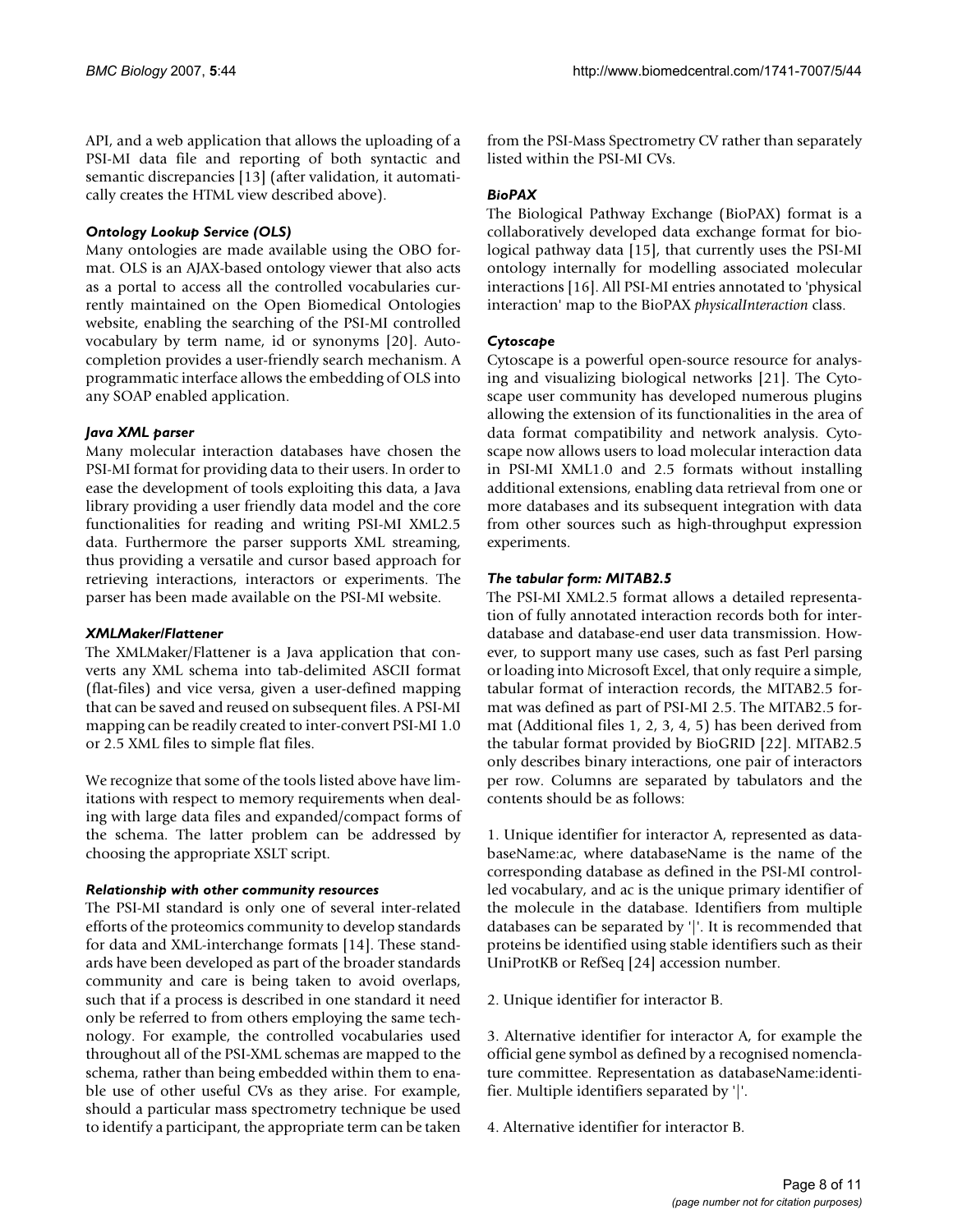API, and a web application that allows the uploading of a PSI-MI data file and reporting of both syntactic and semantic discrepancies [13] (after validation, it automatically creates the HTML view described above).

#### *Ontology Lookup Service (OLS)*

Many ontologies are made available using the OBO format. OLS is an AJAX-based ontology viewer that also acts as a portal to access all the controlled vocabularies currently maintained on the Open Biomedical Ontologies website, enabling the searching of the PSI-MI controlled vocabulary by term name, id or synonyms [20]. Autocompletion provides a user-friendly search mechanism. A programmatic interface allows the embedding of OLS into any SOAP enabled application.

#### *Java XML parser*

Many molecular interaction databases have chosen the PSI-MI format for providing data to their users. In order to ease the development of tools exploiting this data, a Java library providing a user friendly data model and the core functionalities for reading and writing PSI-MI XML2.5 data. Furthermore the parser supports XML streaming, thus providing a versatile and cursor based approach for retrieving interactions, interactors or experiments. The parser has been made available on the PSI-MI website.

#### *XMLMaker/Flattener*

The XMLMaker/Flattener is a Java application that converts any XML schema into tab-delimited ASCII format (flat-files) and vice versa, given a user-defined mapping that can be saved and reused on subsequent files. A PSI-MI mapping can be readily created to inter-convert PSI-MI 1.0 or 2.5 XML files to simple flat files.

We recognize that some of the tools listed above have limitations with respect to memory requirements when dealing with large data files and expanded/compact forms of the schema. The latter problem can be addressed by choosing the appropriate XSLT script.

### *Relationship with other community resources*

The PSI-MI standard is only one of several inter-related efforts of the proteomics community to develop standards for data and XML-interchange formats [14]. These standards have been developed as part of the broader standards community and care is being taken to avoid overlaps, such that if a process is described in one standard it need only be referred to from others employing the same technology. For example, the controlled vocabularies used throughout all of the PSI-XML schemas are mapped to the schema, rather than being embedded within them to enable use of other useful CVs as they arise. For example, should a particular mass spectrometry technique be used to identify a participant, the appropriate term can be taken from the PSI-Mass Spectrometry CV rather than separately listed within the PSI-MI CVs.

#### *BioPAX*

The Biological Pathway Exchange (BioPAX) format is a collaboratively developed data exchange format for biological pathway data [15], that currently uses the PSI-MI ontology internally for modelling associated molecular interactions [16]. All PSI-MI entries annotated to 'physical interaction' map to the BioPAX *physicalInteraction* class.

#### *Cytoscape*

Cytoscape is a powerful open-source resource for analysing and visualizing biological networks [21]. The Cytoscape user community has developed numerous plugins allowing the extension of its functionalities in the area of data format compatibility and network analysis. Cytoscape now allows users to load molecular interaction data in PSI-MI XML1.0 and 2.5 formats without installing additional extensions, enabling data retrieval from one or more databases and its subsequent integration with data from other sources such as high-throughput expression experiments.

#### *The tabular form: MITAB2.5*

The PSI-MI XML2.5 format allows a detailed representation of fully annotated interaction records both for inter-database and database-end user data transmission. However, to support many use cases, such as fast Perl parsing or loading into Microsoft Excel, that only require a simple, tabular format of interaction records, the MITAB2.5 format was defined as part of PSI-MI 2.5. The MITAB2.5 format (Additional files 1, 2, 3, 4, 5) has been derived from the tabular format provided by BioGRID [22]. MITAB2.5 only describes binary interactions, one pair of interactors per row. Columns are separated by tabulators and the contents should be as follows:

1. Unique identifier for interactor A, represented as databaseName:ac, where databaseName is the name of the corresponding database as defined in the PSI-MI controlled vocabulary, and ac is the unique primary identifier of the molecule in the database. Identifiers from multiple databases can be separated by '|'. It is recommended that proteins be identified using stable identifiers such as their UniProtKB or RefSeq [24] accession number.

2. Unique identifier for interactor B.

3. Alternative identifier for interactor A, for example the official gene symbol as defined by a recognised nomenclature committee. Representation as databaseName:identifier. Multiple identifiers separated by '|'.

4. Alternative identifier for interactor B.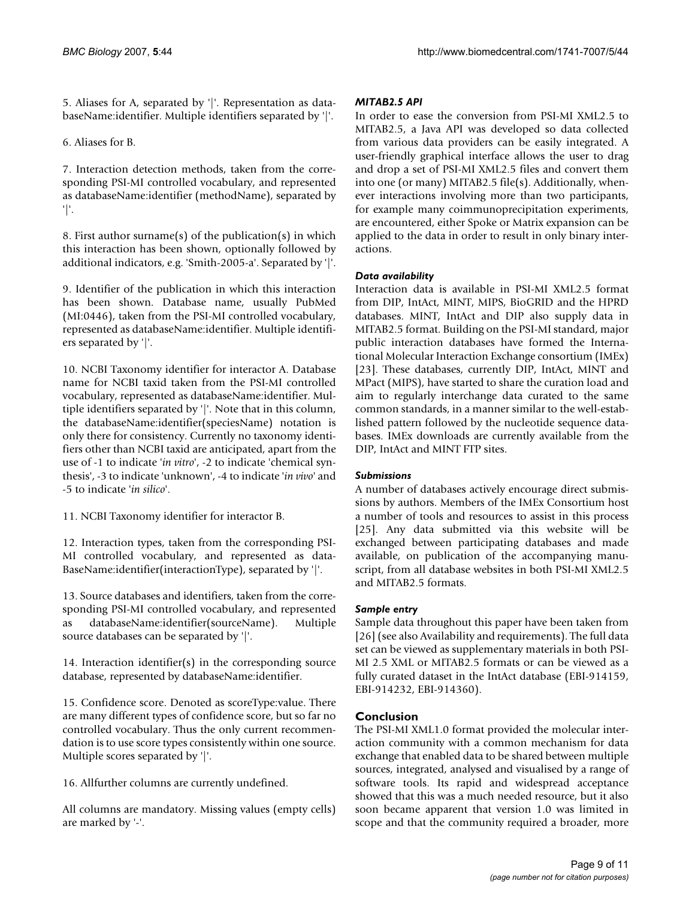5. Aliases for A, separated by '|'. Representation as databaseName:identifier. Multiple identifiers separated by '|'.

6. Aliases for B.

7. Interaction detection methods, taken from the corresponding PSI-MI controlled vocabulary, and represented as databaseName:identifier (methodName), separated by '|'.

8. First author surname(s) of the publication(s) in which this interaction has been shown, optionally followed by additional indicators, e.g. 'Smith-2005-a'. Separated by '|'.

9. Identifier of the publication in which this interaction has been shown. Database name, usually PubMed (MI:0446), taken from the PSI-MI controlled vocabulary, represented as databaseName:identifier. Multiple identifiers separated by '|'.

10. NCBI Taxonomy identifier for interactor A. Database name for NCBI taxid taken from the PSI-MI controlled vocabulary, represented as databaseName:identifier. Multiple identifiers separated by '|'. Note that in this column, the databaseName:identifier(speciesName) notation is only there for consistency. Currently no taxonomy identifiers other than NCBI taxid are anticipated, apart from the use of -1 to indicate '*in vitro*', -2 to indicate 'chemical synthesis', -3 to indicate 'unknown', -4 to indicate '*in vivo*' and -5 to indicate '*in silico*'.

11. NCBI Taxonomy identifier for interactor B.

12. Interaction types, taken from the corresponding PSI-MI controlled vocabulary, and represented as dataBaseName:identifier(interactionType), separated by '|'.

13. Source databases and identifiers, taken from the corresponding PSI-MI controlled vocabulary, and represented as databaseName:identifier(sourceName). Multiple source databases can be separated by '|'.

14. Interaction identifier(s) in the corresponding source database, represented by databaseName:identifier.

15. Confidence score. Denoted as scoreType:value. There are many different types of confidence score, but so far no controlled vocabulary. Thus the only current recommendation is to use score types consistently within one source. Multiple scores separated by '|'.

16. Allfurther columns are currently undefined.

All columns are mandatory. Missing values (empty cells) are marked by '-'.

#### *MITAB2.5 API*

In order to ease the conversion from PSI-MI XML2.5 to MITAB2.5, a Java API was developed so data collected from various data providers can be easily integrated. A user-friendly graphical interface allows the user to drag and drop a set of PSI-MI XML2.5 files and convert them into one (or many) MITAB2.5 file(s). Additionally, whenever interactions involving more than two participants, for example many coimmunoprecipitation experiments, are encountered, either Spoke or Matrix expansion can be applied to the data in order to result in only binary interactions.

#### *Data availability*

Interaction data is available in PSI-MI XML2.5 format from DIP, IntAct, MINT, MIPS, BioGRID and the HPRD databases. MINT, IntAct and DIP also supply data in MITAB2.5 format. Building on the PSI-MI standard, major public interaction databases have formed the International Molecular Interaction Exchange consortium (IMEx) [23]. These databases, currently DIP, IntAct, MINT and MPact (MIPS), have started to share the curation load and aim to regularly interchange data curated to the same common standards, in a manner similar to the well-established pattern followed by the nucleotide sequence databases. IMEx downloads are currently available from the DIP, IntAct and MINT FTP sites.

#### *Submissions*

A number of databases actively encourage direct submissions by authors. Members of the IMEx Consortium host a number of tools and resources to assist in this process [25]. Any data submitted via this website will be exchanged between participating databases and made available, on publication of the accompanying manuscript, from all database websites in both PSI-MI XML2.5 and MITAB2.5 formats.

#### *Sample entry*

Sample data throughout this paper have been taken from [26] (see also Availability and requirements). The full data set can be viewed as supplementary materials in both PSI-MI 2.5 XML or MITAB2.5 formats or can be viewed as a fully curated dataset in the IntAct database (EBI-914159, EBI-914232, EBI-914360).

## Conclusion

The PSI-MI XML1.0 format provided the molecular interaction community with a common mechanism for data exchange that enabled data to be shared between multiple sources, integrated, analysed and visualised by a range of software tools. Its rapid and widespread acceptance showed that this was a much needed resource, but it also soon became apparent that version 1.0 was limited in scope and that the community required a broader, more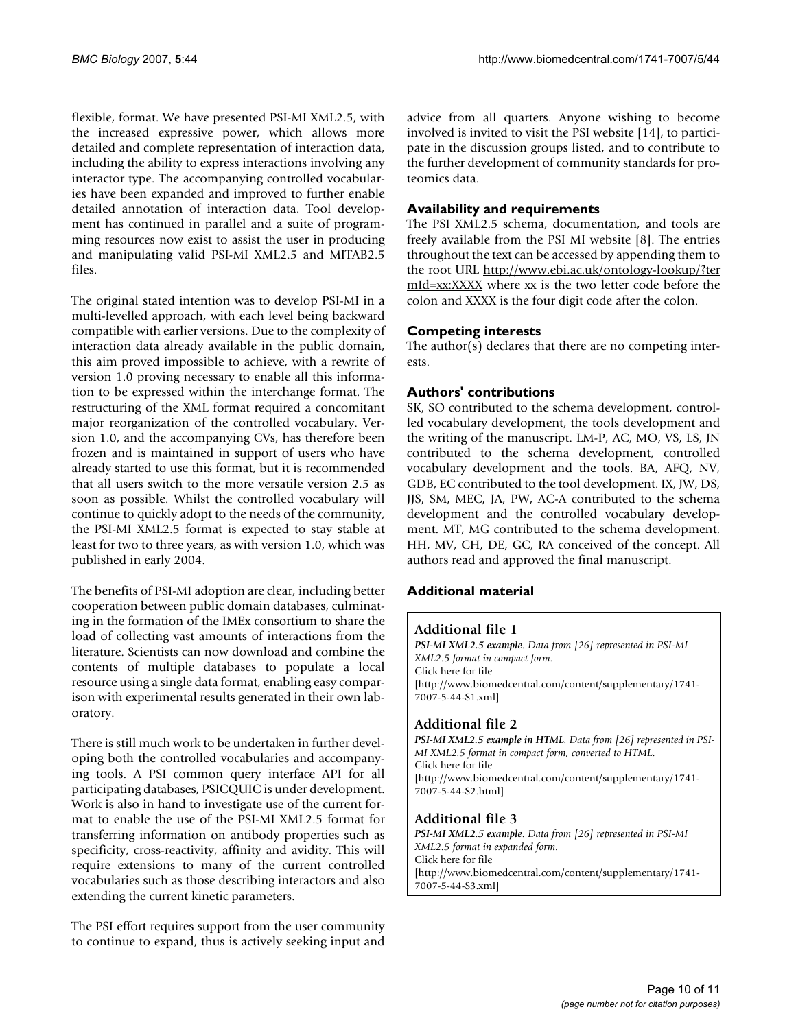flexible, format. We have presented PSI-MI XML2.5, with the increased expressive power, which allows more detailed and complete representation of interaction data, including the ability to express interactions involving any interactor type. The accompanying controlled vocabularies have been expanded and improved to further enable detailed annotation of interaction data. Tool development has continued in parallel and a suite of programming resources now exist to assist the user in producing and manipulating valid PSI-MI XML2.5 and MITAB2.5 files.

The original stated intention was to develop PSI-MI in a multi-levelled approach, with each level being backward compatible with earlier versions. Due to the complexity of interaction data already available in the public domain, this aim proved impossible to achieve, with a rewrite of version 1.0 proving necessary to enable all this information to be expressed within the interchange format. The restructuring of the XML format required a concomitant major reorganization of the controlled vocabulary. Version 1.0, and the accompanying CVs, has therefore been frozen and is maintained in support of users who have already started to use this format, but it is recommended that all users switch to the more versatile version 2.5 as soon as possible. Whilst the controlled vocabulary will continue to quickly adopt to the needs of the community, the PSI-MI XML2.5 format is expected to stay stable at least for two to three years, as with version 1.0, which was published in early 2004.

The benefits of PSI-MI adoption are clear, including better cooperation between public domain databases, culminating in the formation of the IMEx consortium to share the load of collecting vast amounts of interactions from the literature. Scientists can now download and combine the contents of multiple databases to populate a local resource using a single data format, enabling easy comparison with experimental results generated in their own laboratory.

There is still much work to be undertaken in further developing both the controlled vocabularies and accompanying tools. A PSI common query interface API for all participating databases, PSICQUIC is under development. Work is also in hand to investigate use of the current format to enable the use of the PSI-MI XML2.5 format for transferring information on antibody properties such as specificity, cross-reactivity, affinity and avidity. This will require extensions to many of the current controlled vocabularies such as those describing interactors and also extending the current kinetic parameters.

The PSI effort requires support from the user community to continue to expand, thus is actively seeking input and advice from all quarters. Anyone wishing to become involved is invited to visit the PSI website [14], to participate in the discussion groups listed, and to contribute to the further development of community standards for proteomics data.

## Availability and requirements

The PSI XML2.5 schema, documentation, and tools are freely available from the PSI MI website [8]. The entries throughout the text can be accessed by appending them to the root URL http://www.ebi.ac.uk/ontology-lookup/?termId=xx:XXXX where xx is the two letter code before the colon and XXXX is the four digit code after the colon.

## Competing interests

The author(s) declares that there are no competing interests.

## Authors' contributions

SK, SO contributed to the schema development, controlled vocabulary development, the tools development and the writing of the manuscript. LM-P, AC, MO, VS, LS, JN contributed to the schema development, controlled vocabulary development and the tools. BA, AFQ, NV, GDB, EC contributed to the tool development. IX, JW, DS, JJS, SM, MEC, JA, PW, AC-A contributed to the schema development and the controlled vocabulary development. MT, MG contributed to the schema development. HH, MV, CH, DE, GC, RA conceived of the concept. All authors read and approved the final manuscript.

## Additional material

### Additional file 1

***PSI-MI XML2.5 example**. Data from [26] represented in PSI-MI XML2.5 format in compact form.*
Click here for file
[http://www.biomedcentral.com/content/supplementary/1741-7007-5-44-S1.xml]

### Additional file 2

***PSI-MI XML2.5 example in HTML**. Data from [26] represented in PSI-MI XML2.5 format in compact form, converted to HTML.*
Click here for file
[http://www.biomedcentral.com/content/supplementary/1741-7007-5-44-S2.html]

### Additional file 3

***PSI-MI XML2.5 example**. Data from [26] represented in PSI-MI XML2.5 format in expanded form.*
Click here for file
[http://www.biomedcentral.com/content/supplementary/1741-7007-5-44-S3.xml]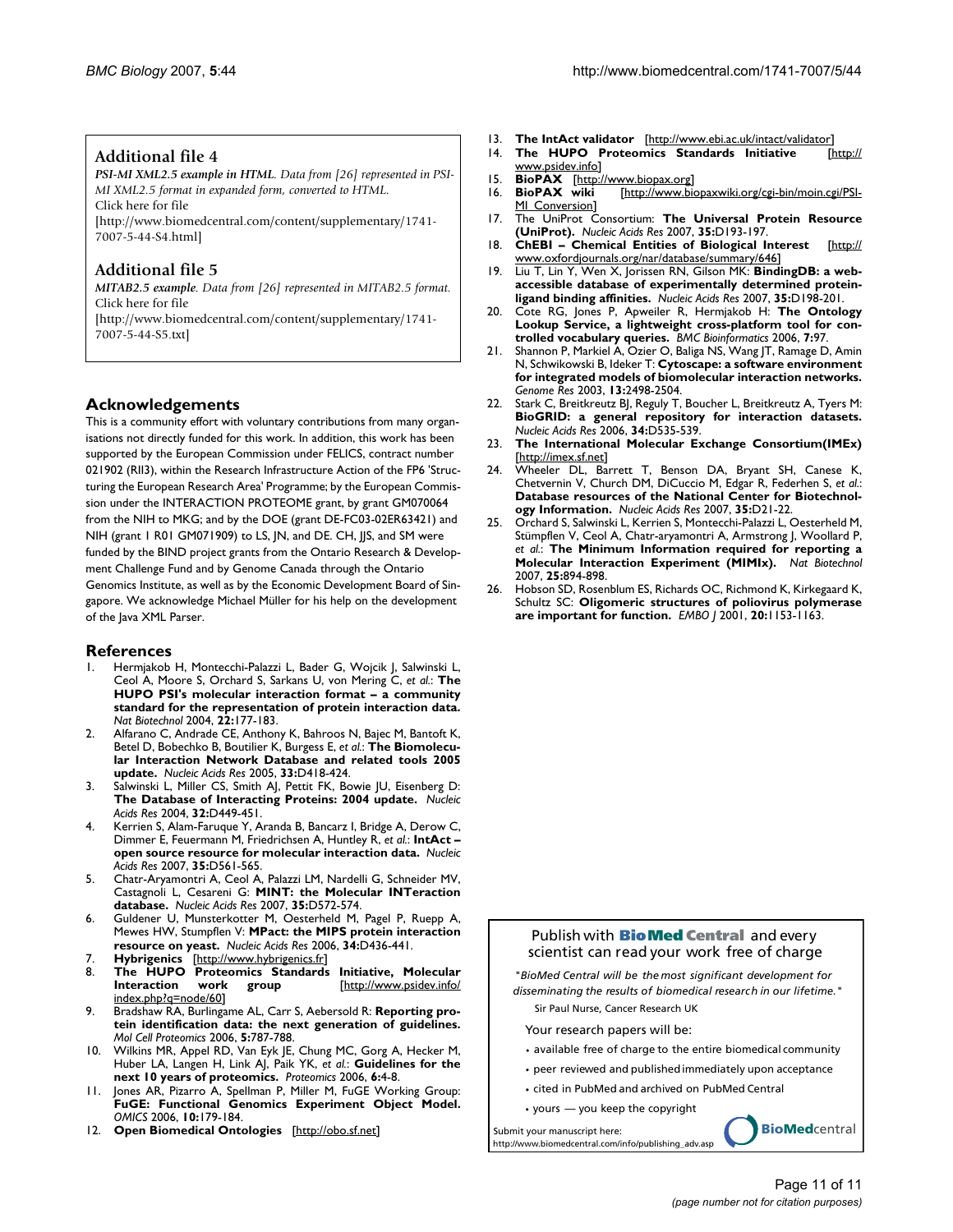### Additional file 4

***PSI-MI XML2.5 example in HTML.*** *Data from [26] represented in PSI-MI XML2.5 format in expanded form, converted to HTML.*
Click here for file
[http://www.biomedcentral.com/content/supplementary/1741-7007-5-44-S4.html]

### Additional file 5

***MITAB2.5 example.*** *Data from [26] represented in MITAB2.5 format.*
Click here for file
[http://www.biomedcentral.com/content/supplementary/1741-7007-5-44-S5.txt]

## Acknowledgements

This is a community effort with voluntary contributions from many organisations not directly funded for this work. In addition, this work has been supported by the European Commission under FELICS, contract number 021902 (RII3), within the Research Infrastructure Action of the FP6 'Structuring the European Research Area' Programme; by the European Commission under the INTERACTION PROTEOME grant, by grant GM070064 from the NIH to MKG; and by the DOE (grant DE-FC03-02ER63421) and NIH (grant 1 R01 GM071909) to LS, JN, and DE. CH, JJS, and SM were funded by the BIND project grants from the Ontario Research & Development Challenge Fund and by Genome Canada through the Ontario Genomics Institute, as well as by the Economic Development Board of Singapore. We acknowledge Michael Müller for his help on the development of the Java XML Parser.

## References

1. Hermjakob H, Montecchi-Palazzi L, Bader G, Wojcik J, Salwinski L, Ceol A, Moore S, Orchard S, Sarkans U, von Mering C, *et al.*: **The HUPO PSI's molecular interaction format – a community standard for the representation of protein interaction data.** *Nat Biotechnol* 2004, **22:**177-183.
2. Alfarano C, Andrade CE, Anthony K, Bahroos N, Bajec M, Bantoft K, Betel D, Bobechko B, Boutilier K, Burgess E, *et al.*: **The Biomolecular Interaction Network Database and related tools 2005 update.** *Nucleic Acids Res* 2005, **33:**D418-424.
3. Salwinski L, Miller CS, Smith AJ, Pettit FK, Bowie JU, Eisenberg D: **The Database of Interacting Proteins: 2004 update.** *Nucleic Acids Res* 2004, **32:**D449-451.
4. Kerrien S, Alam-Faruque Y, Aranda B, Bancarz I, Bridge A, Derow C, Dimmer E, Feuermann M, Friedrichsen A, Huntley R, *et al.*: **IntAct – open source resource for molecular interaction data.** *Nucleic Acids Res* 2007, **35:**D561-565.
5. Chatr-Aryamontri A, Ceol A, Palazzi LM, Nardelli G, Schneider MV, Castagnoli L, Cesareni G: **MINT: the Molecular INTeraction database.** *Nucleic Acids Res* 2007, **35:**D572-574.
6. Guldener U, Munsterkotter M, Oesterheld M, Pagel P, Ruepp A, Mewes HW, Stumpflen V: **MPact: the MIPS protein interaction resource on yeast.** *Nucleic Acids Res* 2006, **34:**D436-441.
7. **Hybrigenics** [http://www.hybrigenics.fr]
8. **The HUPO Proteomics Standards Initiative, Molecular Interaction work group** [http://www.psidev.info/index.php?q=node/60]
9. Bradshaw RA, Burlingame AL, Carr S, Aebersold R: **Reporting protein identification data: the next generation of guidelines.** *Mol Cell Proteomics* 2006, **5:**787-788.
10. Wilkins MR, Appel RD, Van Eyk JE, Chung MC, Gorg A, Hecker M, Huber LA, Langen H, Link AJ, Paik YK, *et al.*: **Guidelines for the next 10 years of proteomics.** *Proteomics* 2006, **6:**4-8.
11. Jones AR, Pizarro A, Spellman P, Miller M, FuGE Working Group: **FuGE: Functional Genomics Experiment Object Model.** *OMICS* 2006, **10:**179-184.
12. **Open Biomedical Ontologies** [http://obo.sf.net]
13. **The IntAct validator** [http://www.ebi.ac.uk/intact/validator]
14. **The HUPO Proteomics Standards Initiative** [http://www.psidev.info]
15. **BioPAX** [http://www.biopax.org]
16. **BioPAX wiki** [http://www.biopaxwiki.org/cgi-bin/moin.cgi/PSI-MI_Conversion]
17. The UniProt Consortium: **The Universal Protein Resource (UniProt).** *Nucleic Acids Res* 2007, **35:**D193-197.
18. **ChEBI – Chemical Entities of Biological Interest** [http://www.oxfordjournals.org/nar/database/summary/646]
19. Liu T, Lin Y, Wen X, Jorissen RN, Gilson MK: **BindingDB: a web-accessible database of experimentally determined protein-ligand binding affinities.** *Nucleic Acids Res* 2007, **35:**D198-201.
20. Cote RG, Jones P, Apweiler R, Hermjakob H: **The Ontology Lookup Service, a lightweight cross-platform tool for controlled vocabulary queries.** *BMC Bioinformatics* 2006, **7:**97.
21. Shannon P, Markiel A, Ozier O, Baliga NS, Wang JT, Ramage D, Amin N, Schwikowski B, Ideker T: **Cytoscape: a software environment for integrated models of biomolecular interaction networks.** *Genome Res* 2003, **13:**2498-2504.
22. Stark C, Breitkreutz BJ, Reguly T, Boucher L, Breitkreutz A, Tyers M: **BioGRID: a general repository for interaction datasets.** *Nucleic Acids Res* 2006, **34:**D535-539.
23. **The International Molecular Exchange Consortium(IMEx)** [http://imex.sf.net]
24. Wheeler DL, Barrett T, Benson DA, Bryant SH, Canese K, Chetvernin V, Church DM, DiCuccio M, Edgar R, Federhen S, *et al.*: **Database resources of the National Center for Biotechnology Information.** *Nucleic Acids Res* 2007, **35:**D21-22.
25. Orchard S, Salwinski L, Kerrien S, Montecchi-Palazzi L, Oesterheld M, Stümpflen V, Ceol A, Chatr-aryamontri A, Armstrong J, Woollard P, *et al.*: **The Minimum Information required for reporting a Molecular Interaction Experiment (MIMIx).** *Nat Biotechnol* 2007, **25:**894-898.
26. Hobson SD, Rosenblum ES, Richards OC, Richmond K, Kirkegaard K, Schultz SC: **Oligomeric structures of poliovirus polymerase are important for function.** *EMBO J* 2001, **20:**1153-1163.

Publish with **BioMed Central** and every scientist can read your work free of charge

*"BioMed Central will be the most significant development for disseminating the results of biomedical research in our lifetime."*
Sir Paul Nurse, Cancer Research UK

Your research papers will be:

- available free of charge to the entire biomedical community
- peer reviewed and published immediately upon acceptance
- cited in PubMed and archived on PubMed Central
- yours — you keep the copyright

Submit your manuscript here:
http://www.biomedcentral.com/info/publishing_adv.asp

BioMedcentral